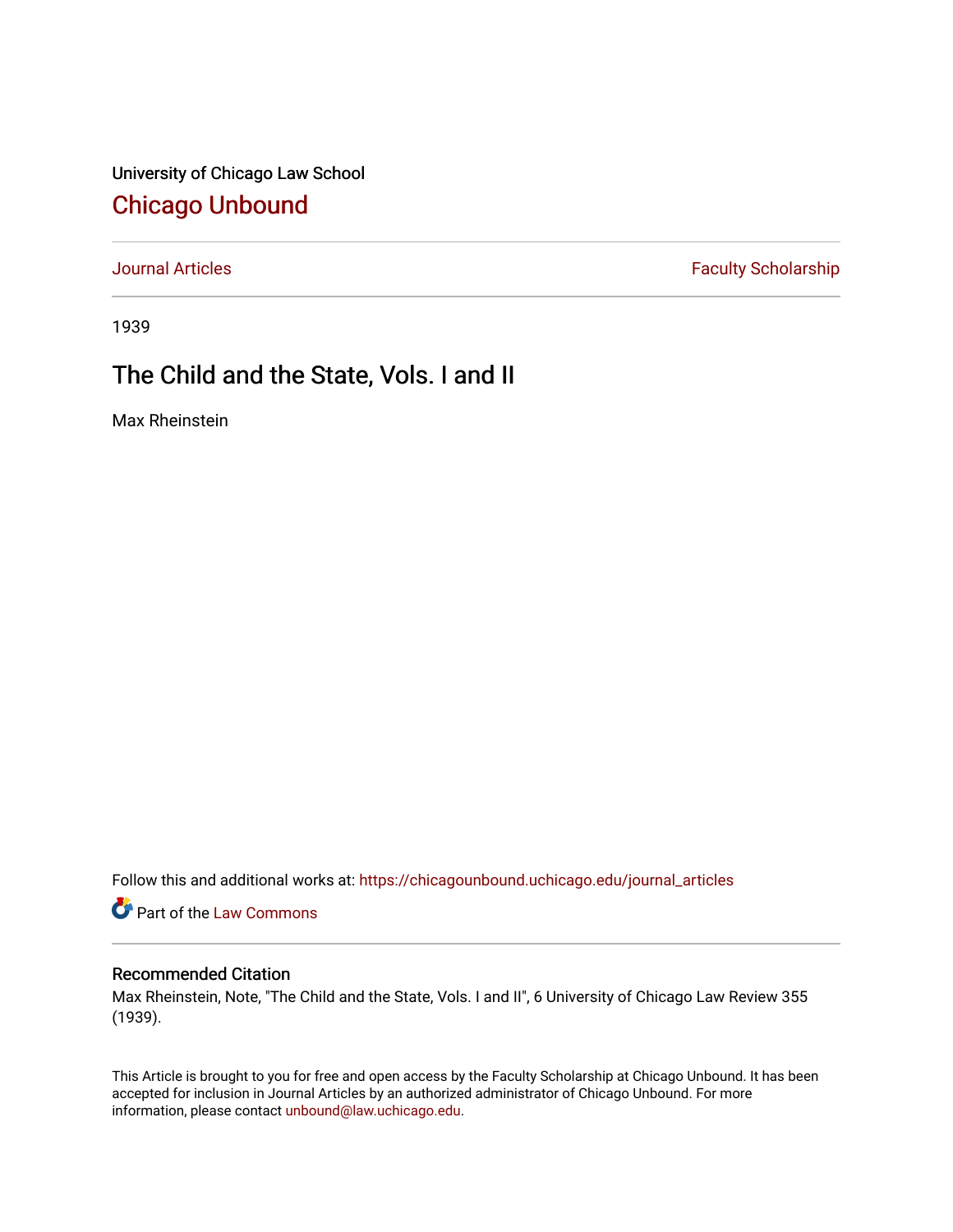University of Chicago Law School

# Chicago Unbound

Journal Articles | Faculty Scholarship

1939

## The Child and the State, Vols. I and II

Max Rheinstein

Follow this and additional works at: https://chicagounbound.uchicago.edu/journal_articles

Part of the Law Commons

### Recommended Citation

Max Rheinstein, Note, "The Child and the State, Vols. I and II", 6 University of Chicago Law Review 355 (1939).

This Article is brought to you for free and open access by the Faculty Scholarship at Chicago Unbound. It has been accepted for inclusion in Journal Articles by an authorized administrator of Chicago Unbound. For more information, please contact unbound@law.uchicago.edu.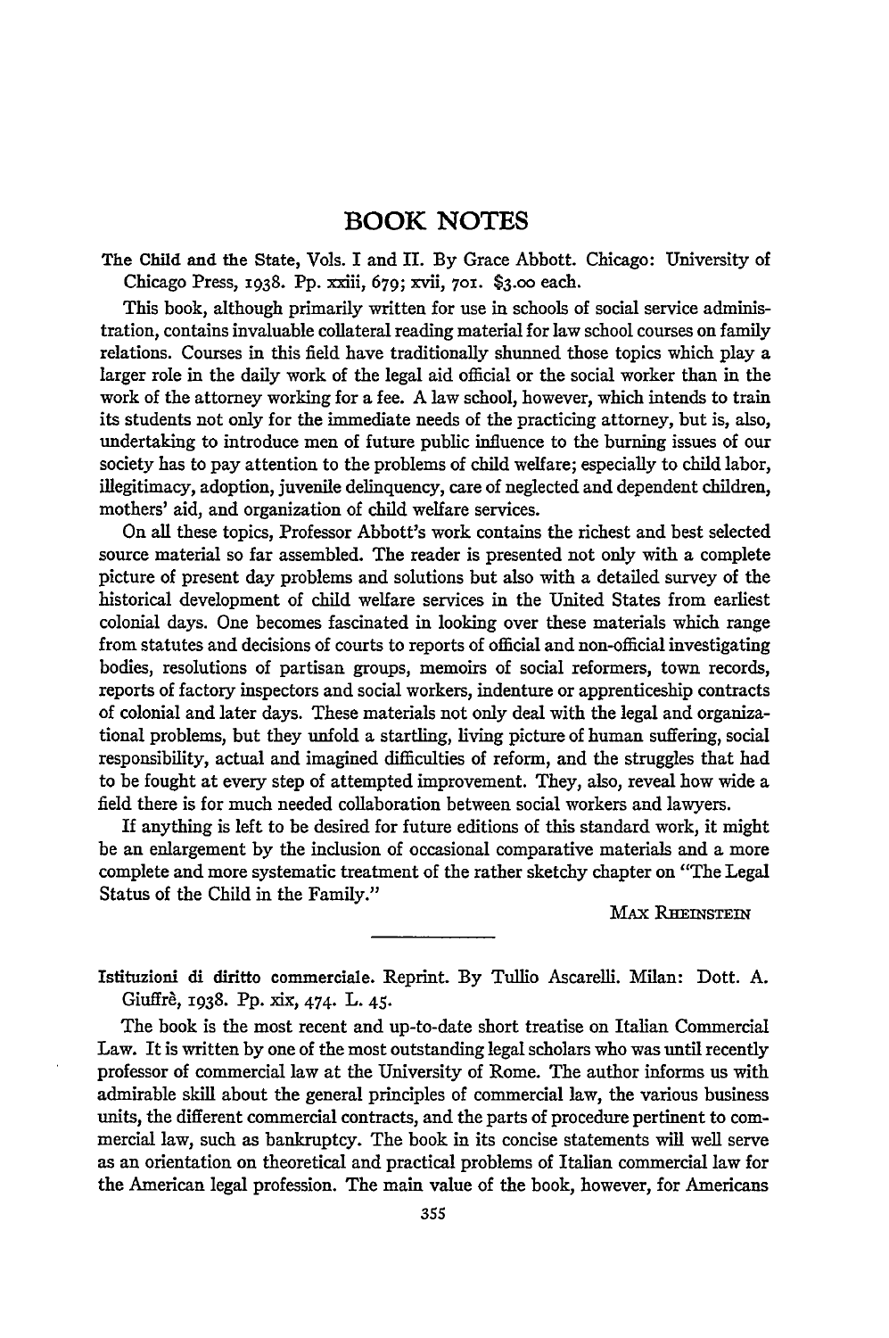# BOOK NOTES

**The Child and the State, Vols. I and II.** By Grace Abbott. Chicago: University of Chicago Press, 1938. Pp. xxiii, 679; xvii, 701. $3.00 each.

This book, although primarily written for use in schools of social service administration, contains invaluable collateral reading material for law school courses on family relations. Courses in this field have traditionally shunned those topics which play a larger role in the daily work of the legal aid official or the social worker than in the work of the attorney working for a fee. A law school, however, which intends to train its students not only for the immediate needs of the practicing attorney, but is, also, undertaking to introduce men of future public influence to the burning issues of our society has to pay attention to the problems of child welfare; especially to child labor, illegitimacy, adoption, juvenile delinquency, care of neglected and dependent children, mothers' aid, and organization of child welfare services.

On all these topics, Professor Abbott's work contains the richest and best selected source material so far assembled. The reader is presented not only with a complete picture of present day problems and solutions but also with a detailed survey of the historical development of child welfare services in the United States from earliest colonial days. One becomes fascinated in looking over these materials which range from statutes and decisions of courts to reports of official and non-official investigating bodies, resolutions of partisan groups, memoirs of social reformers, town records, reports of factory inspectors and social workers, indenture or apprenticeship contracts of colonial and later days. These materials not only deal with the legal and organizational problems, but they unfold a startling, living picture of human suffering, social responsibility, actual and imagined difficulties of reform, and the struggles that had to be fought at every step of attempted improvement. They, also, reveal how wide a field there is for much needed collaboration between social workers and lawyers.

If anything is left to be desired for future editions of this standard work, it might be an enlargement by the inclusion of occasional comparative materials and a more complete and more systematic treatment of the rather sketchy chapter on "The Legal Status of the Child in the Family."

MAX RHEINSTEIN

---

**Istituzioni di diritto commerciale.** Reprint. By Tullio Ascarelli. Milan: Dott. A. Giuffrè, 1938. Pp. xix, 474. L. 45.

The book is the most recent and up-to-date short treatise on Italian Commercial Law. It is written by one of the most outstanding legal scholars who was until recently professor of commercial law at the University of Rome. The author informs us with admirable skill about the general principles of commercial law, the various business units, the different commercial contracts, and the parts of procedure pertinent to commercial law, such as bankruptcy. The book in its concise statements will well serve as an orientation on theoretical and practical problems of Italian commercial law for the American legal profession. The main value of the book, however, for Americans